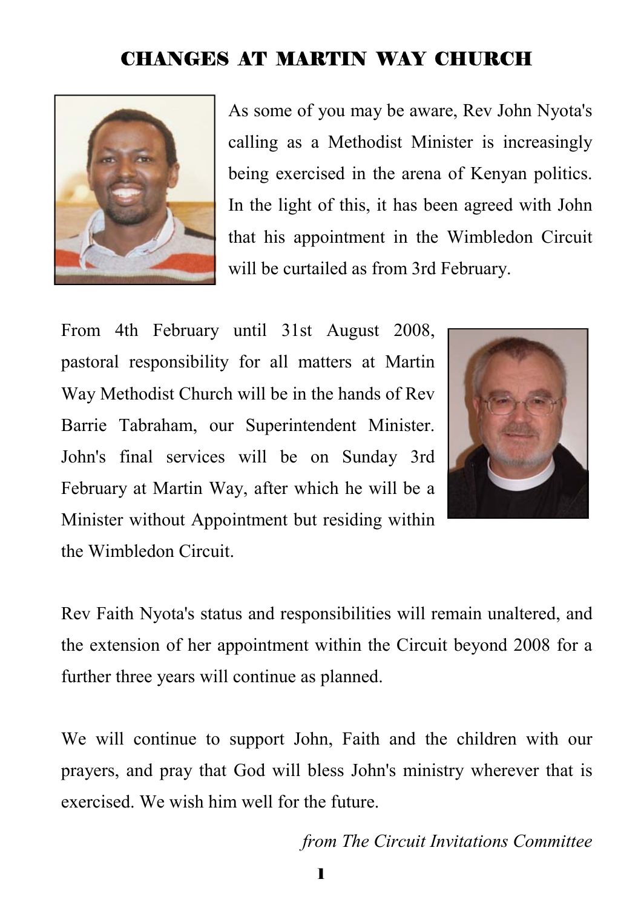# CHANGES AT MARTIN WAY CHURCH

As some of you may be aware, Rev John Nyota's calling as a Methodist Minister is increasingly being exercised in the arena of Kenyan politics. In the light of this, it has been agreed with John that his appointment in the Wimbledon Circuit will be curtailed as from 3rd February.

From 4th February until 31st August 2008, pastoral responsibility for all matters at Martin Way Methodist Church will be in the hands of Rev Barrie Tabraham, our Superintendent Minister. John's final services will be on Sunday 3rd February at Martin Way, after which he will be a Minister without Appointment but residing within the Wimbledon Circuit.

Rev Faith Nyota's status and responsibilities will remain unaltered, and the extension of her appointment within the Circuit beyond 2008 for a further three years will continue as planned.

We will continue to support John, Faith and the children with our prayers, and pray that God will bless John's ministry wherever that is exercised. We wish him well for the future.

*from The Circuit Invitations Committee*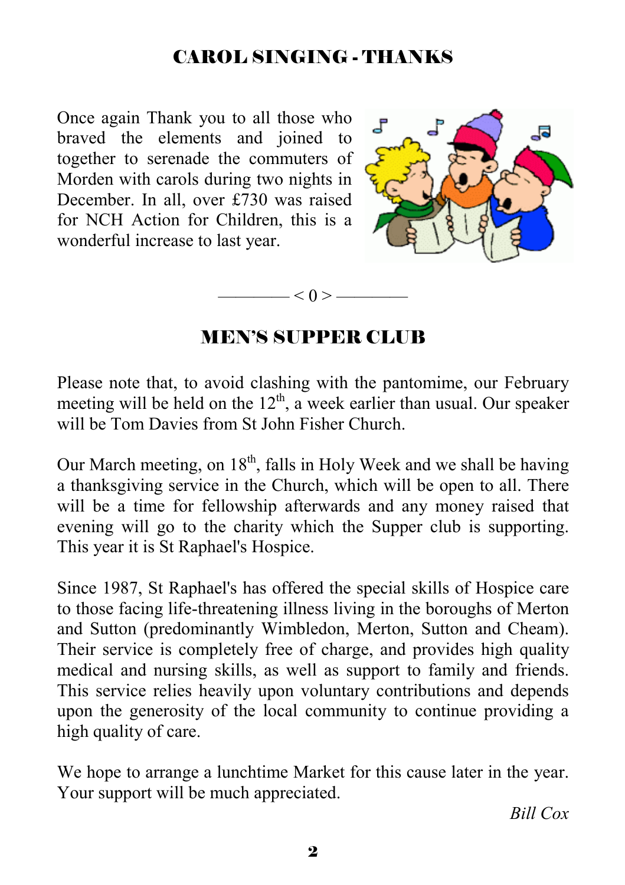## CAROL SINGING - THANKS

Once again Thank you to all those who braved the elements and joined to together to serenade the commuters of Morden with carols during two nights in December. In all, over £730 was raised for NCH Action for Children, this is a wonderful increase to last year.

———— < 0 > ————

## MEN'S SUPPER CLUB

Please note that, to avoid clashing with the pantomime, our February meeting will be held on the 12th, a week earlier than usual. Our speaker will be Tom Davies from St John Fisher Church.

Our March meeting, on 18th, falls in Holy Week and we shall be having a thanksgiving service in the Church, which will be open to all. There will be a time for fellowship afterwards and any money raised that evening will go to the charity which the Supper club is supporting. This year it is St Raphael's Hospice.

Since 1987, St Raphael's has offered the special skills of Hospice care to those facing life-threatening illness living in the boroughs of Merton and Sutton (predominantly Wimbledon, Merton, Sutton and Cheam). Their service is completely free of charge, and provides high quality medical and nursing skills, as well as support to family and friends. This service relies heavily upon voluntary contributions and depends upon the generosity of the local community to continue providing a high quality of care.

We hope to arrange a lunchtime Market for this cause later in the year. Your support will be much appreciated.

*Bill Cox*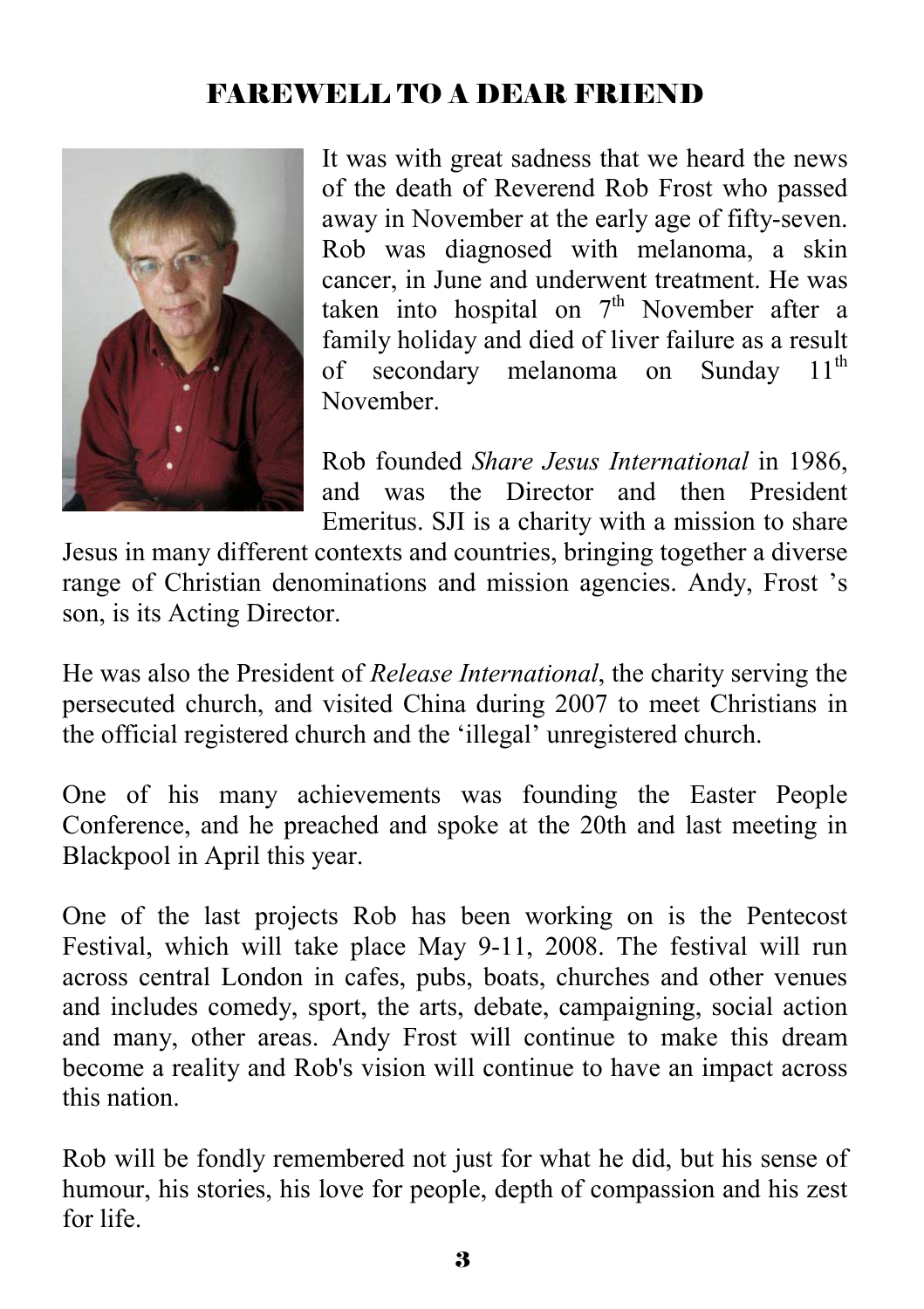# FAREWELL TO A DEAR FRIEND

It was with great sadness that we heard the news of the death of Reverend Rob Frost who passed away in November at the early age of fifty-seven. Rob was diagnosed with melanoma, a skin cancer, in June and underwent treatment. He was taken into hospital on 7th November after a family holiday and died of liver failure as a result of secondary melanoma on Sunday 11th November.

Rob founded *Share Jesus International* in 1986, and was the Director and then President Emeritus. SJI is a charity with a mission to share Jesus in many different contexts and countries, bringing together a diverse range of Christian denominations and mission agencies. Andy, Frost 's son, is its Acting Director.

He was also the President of *Release International*, the charity serving the persecuted church, and visited China during 2007 to meet Christians in the official registered church and the 'illegal' unregistered church.

One of his many achievements was founding the Easter People Conference, and he preached and spoke at the 20th and last meeting in Blackpool in April this year.

One of the last projects Rob has been working on is the Pentecost Festival, which will take place May 9-11, 2008. The festival will run across central London in cafes, pubs, boats, churches and other venues and includes comedy, sport, the arts, debate, campaigning, social action and many, other areas. Andy Frost will continue to make this dream become a reality and Rob's vision will continue to have an impact across this nation.

Rob will be fondly remembered not just for what he did, but his sense of humour, his stories, his love for people, depth of compassion and his zest for life.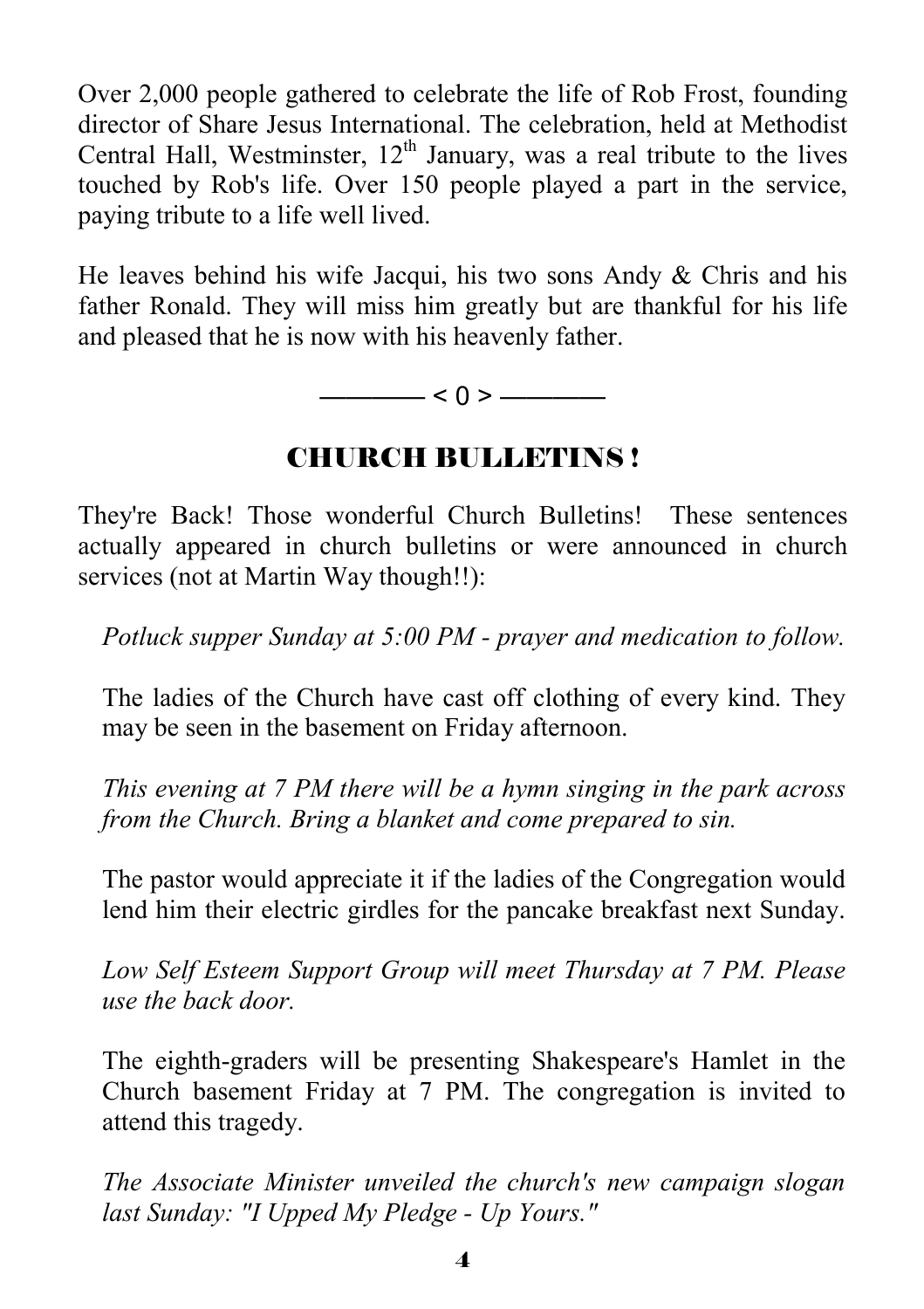Over 2,000 people gathered to celebrate the life of Rob Frost, founding director of Share Jesus International. The celebration, held at Methodist Central Hall, Westminster, 12th January, was a real tribute to the lives touched by Rob's life. Over 150 people played a part in the service, paying tribute to a life well lived.

He leaves behind his wife Jacqui, his two sons Andy & Chris and his father Ronald. They will miss him greatly but are thankful for his life and pleased that he is now with his heavenly father.

———— < 0 > ————

## CHURCH BULLETINS !

They're Back! Those wonderful Church Bulletins! These sentences actually appeared in church bulletins or were announced in church services (not at Martin Way though!!):

*Potluck supper Sunday at 5:00 PM - prayer and medication to follow.*

The ladies of the Church have cast off clothing of every kind. They may be seen in the basement on Friday afternoon.

*This evening at 7 PM there will be a hymn singing in the park across from the Church. Bring a blanket and come prepared to sin.*

The pastor would appreciate it if the ladies of the Congregation would lend him their electric girdles for the pancake breakfast next Sunday.

*Low Self Esteem Support Group will meet Thursday at 7 PM. Please use the back door.*

The eighth-graders will be presenting Shakespeare's Hamlet in the Church basement Friday at 7 PM. The congregation is invited to attend this tragedy.

*The Associate Minister unveiled the church's new campaign slogan last Sunday: "I Upped My Pledge - Up Yours."*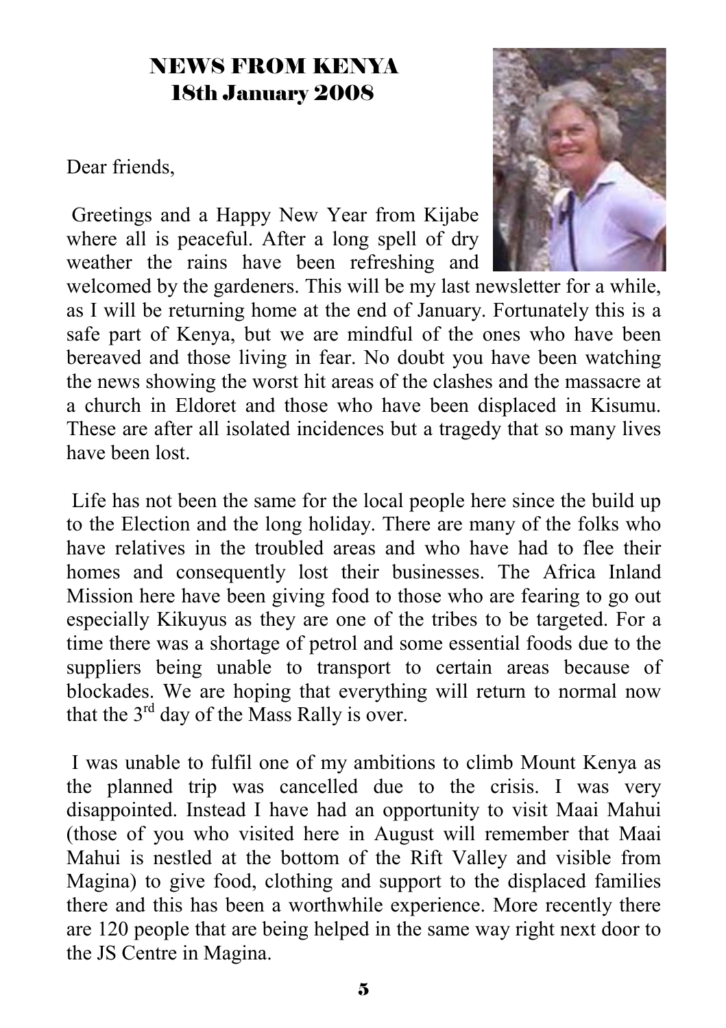## NEWS FROM KENYA
## 18th January 2008

Dear friends,

Greetings and a Happy New Year from Kijabe where all is peaceful. After a long spell of dry weather the rains have been refreshing and welcomed by the gardeners. This will be my last newsletter for a while, as I will be returning home at the end of January. Fortunately this is a safe part of Kenya, but we are mindful of the ones who have been bereaved and those living in fear. No doubt you have been watching the news showing the worst hit areas of the clashes and the massacre at a church in Eldoret and those who have been displaced in Kisumu. These are after all isolated incidences but a tragedy that so many lives have been lost.

Life has not been the same for the local people here since the build up to the Election and the long holiday. There are many of the folks who have relatives in the troubled areas and who have had to flee their homes and consequently lost their businesses. The Africa Inland Mission here have been giving food to those who are fearing to go out especially Kikuyus as they are one of the tribes to be targeted. For a time there was a shortage of petrol and some essential foods due to the suppliers being unable to transport to certain areas because of blockades. We are hoping that everything will return to normal now that the 3rd day of the Mass Rally is over.

I was unable to fulfil one of my ambitions to climb Mount Kenya as the planned trip was cancelled due to the crisis. I was very disappointed. Instead I have had an opportunity to visit Maai Mahui (those of you who visited here in August will remember that Maai Mahui is nestled at the bottom of the Rift Valley and visible from Magina) to give food, clothing and support to the displaced families there and this has been a worthwhile experience. More recently there are 120 people that are being helped in the same way right next door to the JS Centre in Magina.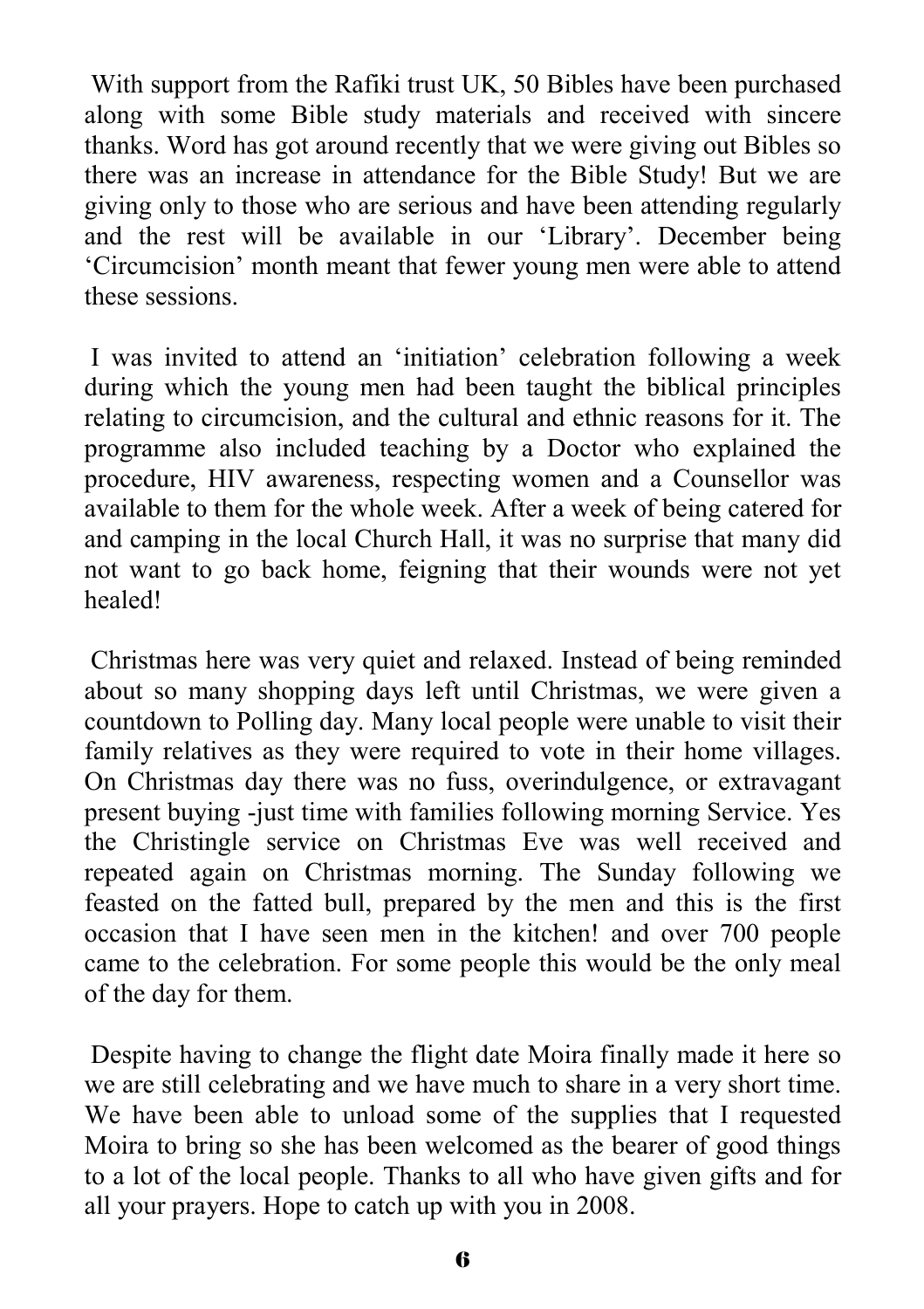With support from the Rafiki trust UK, 50 Bibles have been purchased along with some Bible study materials and received with sincere thanks. Word has got around recently that we were giving out Bibles so there was an increase in attendance for the Bible Study! But we are giving only to those who are serious and have been attending regularly and the rest will be available in our 'Library'. December being 'Circumcision' month meant that fewer young men were able to attend these sessions.

I was invited to attend an 'initiation' celebration following a week during which the young men had been taught the biblical principles relating to circumcision, and the cultural and ethnic reasons for it. The programme also included teaching by a Doctor who explained the procedure, HIV awareness, respecting women and a Counsellor was available to them for the whole week. After a week of being catered for and camping in the local Church Hall, it was no surprise that many did not want to go back home, feigning that their wounds were not yet healed!

Christmas here was very quiet and relaxed. Instead of being reminded about so many shopping days left until Christmas, we were given a countdown to Polling day. Many local people were unable to visit their family relatives as they were required to vote in their home villages. On Christmas day there was no fuss, overindulgence, or extravagant present buying -just time with families following morning Service. Yes the Christingle service on Christmas Eve was well received and repeated again on Christmas morning. The Sunday following we feasted on the fatted bull, prepared by the men and this is the first occasion that I have seen men in the kitchen! and over 700 people came to the celebration. For some people this would be the only meal of the day for them.

Despite having to change the flight date Moira finally made it here so we are still celebrating and we have much to share in a very short time. We have been able to unload some of the supplies that I requested Moira to bring so she has been welcomed as the bearer of good things to a lot of the local people. Thanks to all who have given gifts and for all your prayers. Hope to catch up with you in 2008.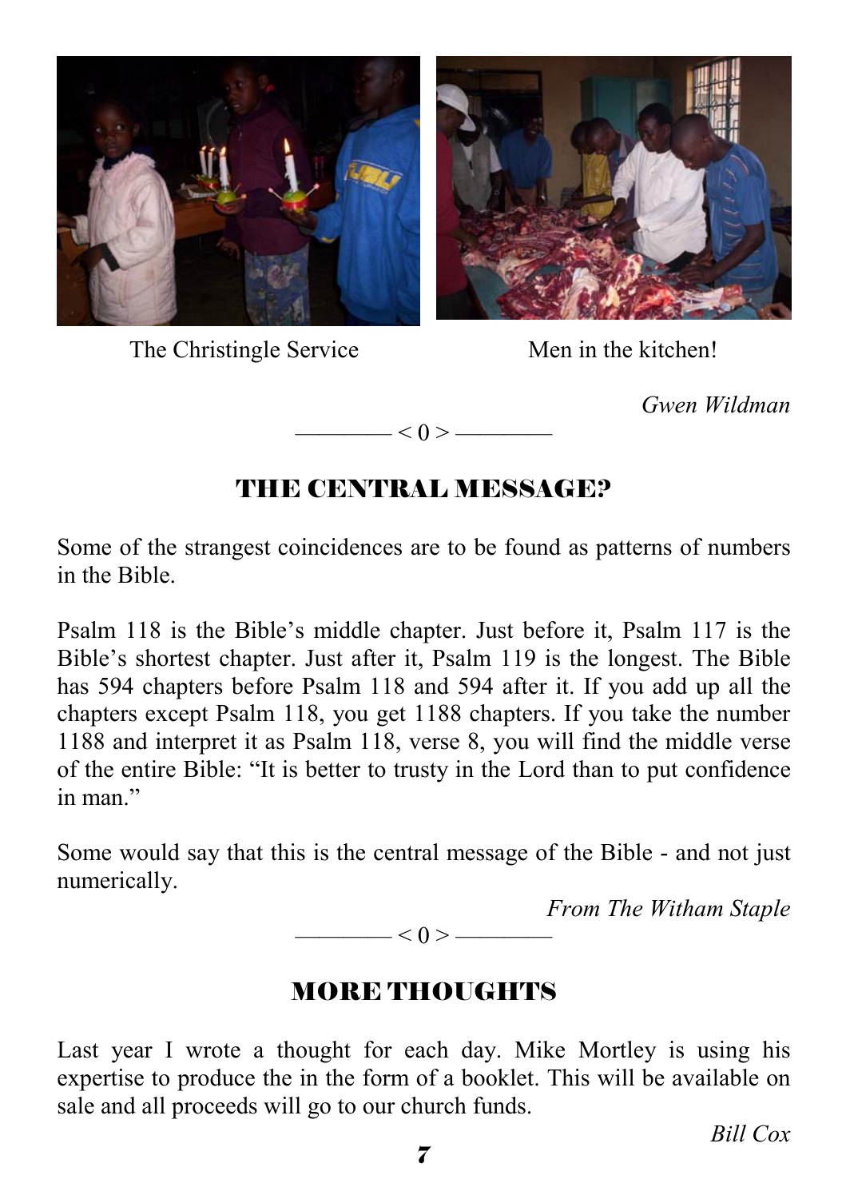The Christingle Service

Men in the kitchen!

*Gwen Wildman*

———— < 0 > ————

## THE CENTRAL MESSAGE?

Some of the strangest coincidences are to be found as patterns of numbers in the Bible.

Psalm 118 is the Bible's middle chapter. Just before it, Psalm 117 is the Bible's shortest chapter. Just after it, Psalm 119 is the longest. The Bible has 594 chapters before Psalm 118 and 594 after it. If you add up all the chapters except Psalm 118, you get 1188 chapters. If you take the number 1188 and interpret it as Psalm 118, verse 8, you will find the middle verse of the entire Bible: "It is better to trusty in the Lord than to put confidence in man."

Some would say that this is the central message of the Bible - and not just numerically.

*From The Witham Staple*

———— < 0 > ————

## MORE THOUGHTS

Last year I wrote a thought for each day. Mike Mortley is using his expertise to produce the in the form of a booklet. This will be available on sale and all proceeds will go to our church funds.

*Bill Cox*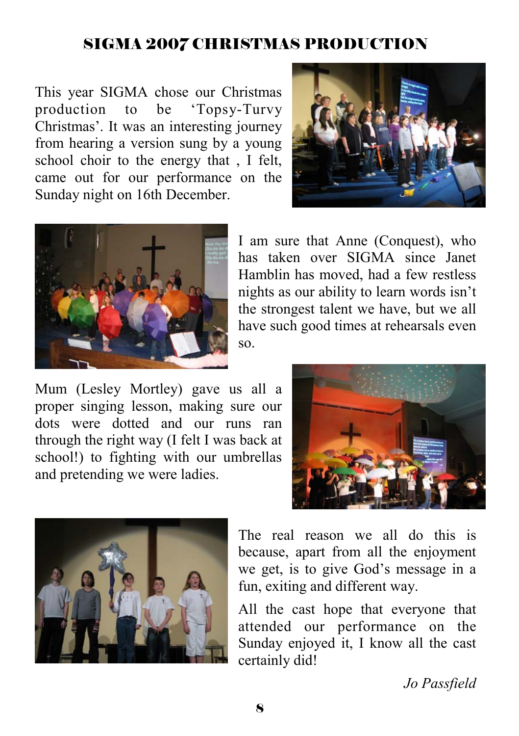## SIGMA 2007 CHRISTMAS PRODUCTION

This year SIGMA chose our Christmas production to be 'Topsy-Turvy Christmas'. It was an interesting journey from hearing a version sung by a young school choir to the energy that , I felt, came out for our performance on the Sunday night on 16th December.

I am sure that Anne (Conquest), who has taken over SIGMA since Janet Hamblin has moved, had a few restless nights as our ability to learn words isn't the strongest talent we have, but we all have such good times at rehearsals even so.

Mum (Lesley Mortley) gave us all a proper singing lesson, making sure our dots were dotted and our runs ran through the right way (I felt I was back at school!) to fighting with our umbrellas and pretending we were ladies.

The real reason we all do this is because, apart from all the enjoyment we get, is to give God's message in a fun, exiting and different way.

All the cast hope that everyone that attended our performance on the Sunday enjoyed it, I know all the cast certainly did!

*Jo Passfield*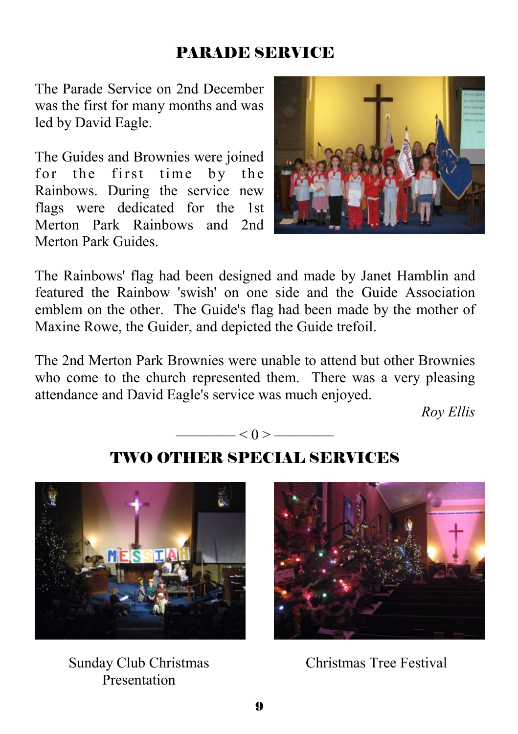## PARADE SERVICE

The Parade Service on 2nd December was the first for many months and was led by David Eagle.

The Guides and Brownies were joined for the first time by the Rainbows. During the service new flags were dedicated for the 1st Merton Park Rainbows and 2nd Merton Park Guides.

The Rainbows' flag had been designed and made by Janet Hamblin and featured the Rainbow 'swish' on one side and the Guide Association emblem on the other. The Guide's flag had been made by the mother of Maxine Rowe, the Guider, and depicted the Guide trefoil.

The 2nd Merton Park Brownies were unable to attend but other Brownies who come to the church represented them. There was a very pleasing attendance and David Eagle's service was much enjoyed.

*Roy Ellis*

———— < 0 > ————

## TWO OTHER SPECIAL SERVICES

Sunday Club Christmas Presentation

Christmas Tree Festival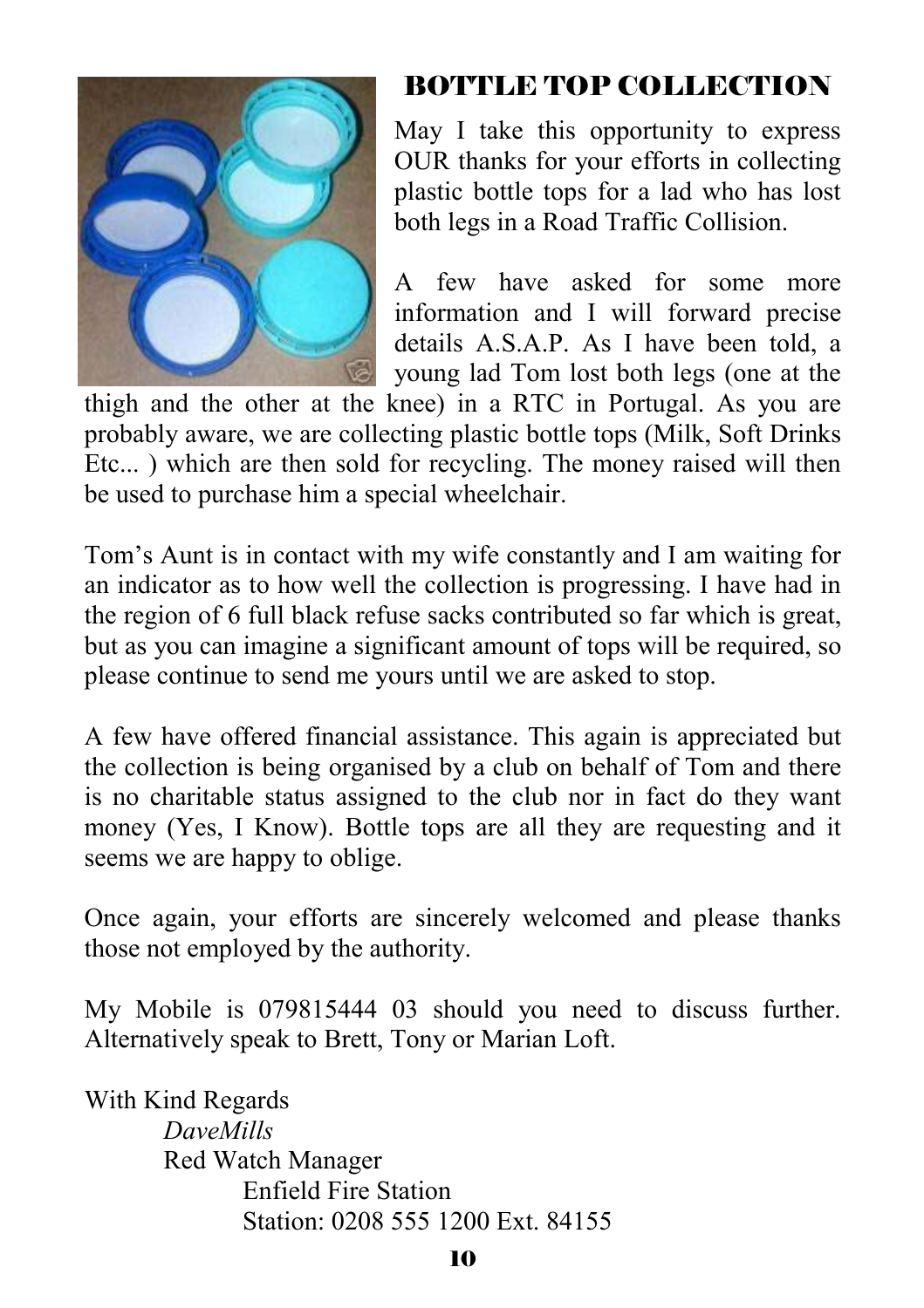## BOTTLE TOP COLLECTION

May I take this opportunity to express OUR thanks for your efforts in collecting plastic bottle tops for a lad who has lost both legs in a Road Traffic Collision.

A few have asked for some more information and I will forward precise details A.S.A.P. As I have been told, a young lad Tom lost both legs (one at the thigh and the other at the knee) in a RTC in Portugal. As you are probably aware, we are collecting plastic bottle tops (Milk, Soft Drinks Etc... ) which are then sold for recycling. The money raised will then be used to purchase him a special wheelchair.

Tom's Aunt is in contact with my wife constantly and I am waiting for an indicator as to how well the collection is progressing. I have had in the region of 6 full black refuse sacks contributed so far which is great, but as you can imagine a significant amount of tops will be required, so please continue to send me yours until we are asked to stop.

A few have offered financial assistance. This again is appreciated but the collection is being organised by a club on behalf of Tom and there is no charitable status assigned to the club nor in fact do they want money (Yes, I Know). Bottle tops are all they are requesting and it seems we are happy to oblige.

Once again, your efforts are sincerely welcomed and please thanks those not employed by the authority.

My Mobile is 079815444 03 should you need to discuss further. Alternatively speak to Brett, Tony or Marian Loft.

With Kind Regards

*DaveMills*

Red Watch Manager

Enfield Fire Station

Station: 0208 555 1200 Ext. 84155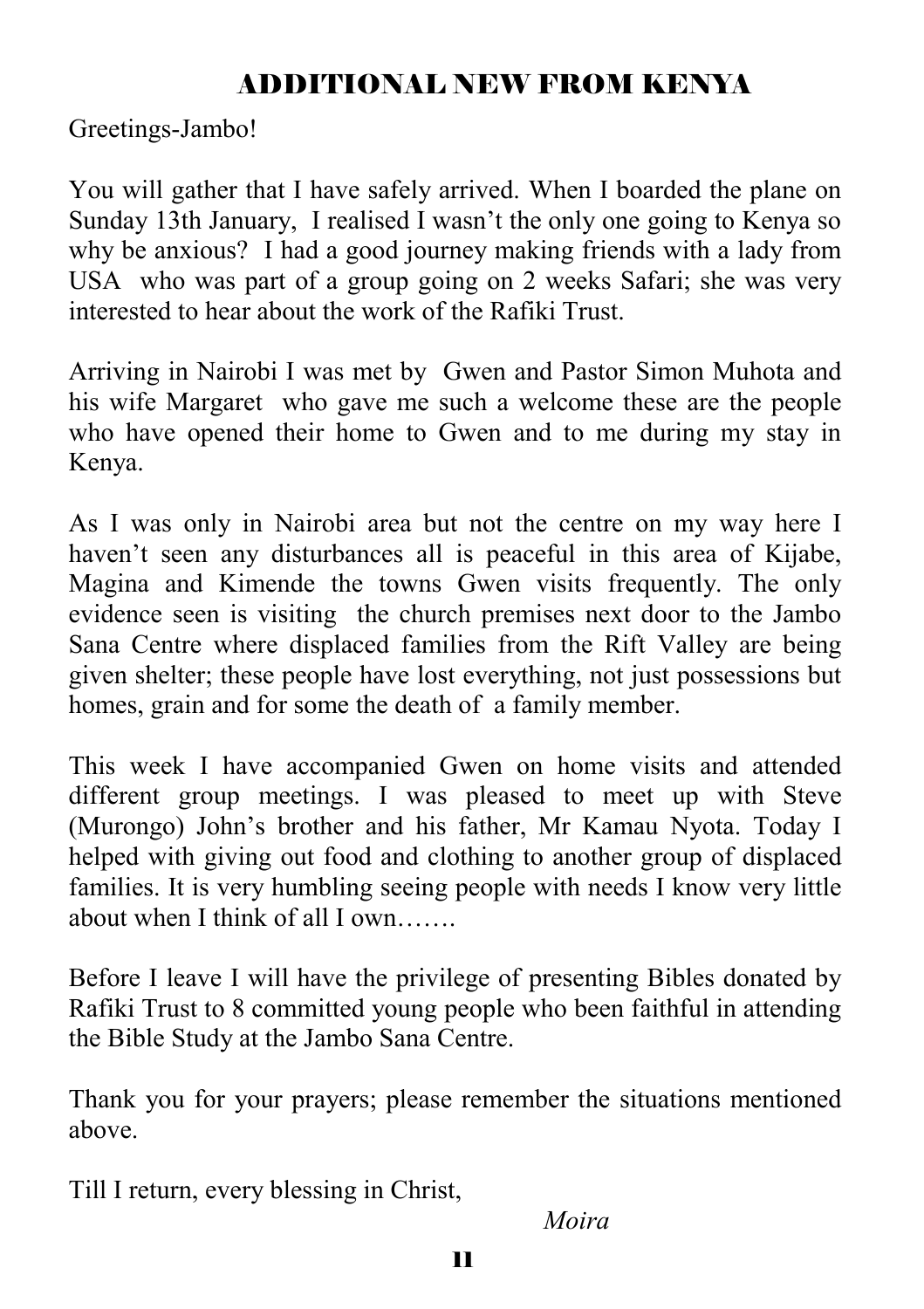# ADDITIONAL NEW FROM KENYA

Greetings-Jambo!

You will gather that I have safely arrived. When I boarded the plane on Sunday 13th January, I realised I wasn't the only one going to Kenya so why be anxious? I had a good journey making friends with a lady from USA who was part of a group going on 2 weeks Safari; she was very interested to hear about the work of the Rafiki Trust.

Arriving in Nairobi I was met by Gwen and Pastor Simon Muhota and his wife Margaret who gave me such a welcome these are the people who have opened their home to Gwen and to me during my stay in Kenya.

As I was only in Nairobi area but not the centre on my way here I haven't seen any disturbances all is peaceful in this area of Kijabe, Magina and Kimende the towns Gwen visits frequently. The only evidence seen is visiting the church premises next door to the Jambo Sana Centre where displaced families from the Rift Valley are being given shelter; these people have lost everything, not just possessions but homes, grain and for some the death of a family member.

This week I have accompanied Gwen on home visits and attended different group meetings. I was pleased to meet up with Steve (Murongo) John's brother and his father, Mr Kamau Nyota. Today I helped with giving out food and clothing to another group of displaced families. It is very humbling seeing people with needs I know very little about when I think of all I own…….

Before I leave I will have the privilege of presenting Bibles donated by Rafiki Trust to 8 committed young people who been faithful in attending the Bible Study at the Jambo Sana Centre.

Thank you for your prayers; please remember the situations mentioned above.

Till I return, every blessing in Christ,

*Moira*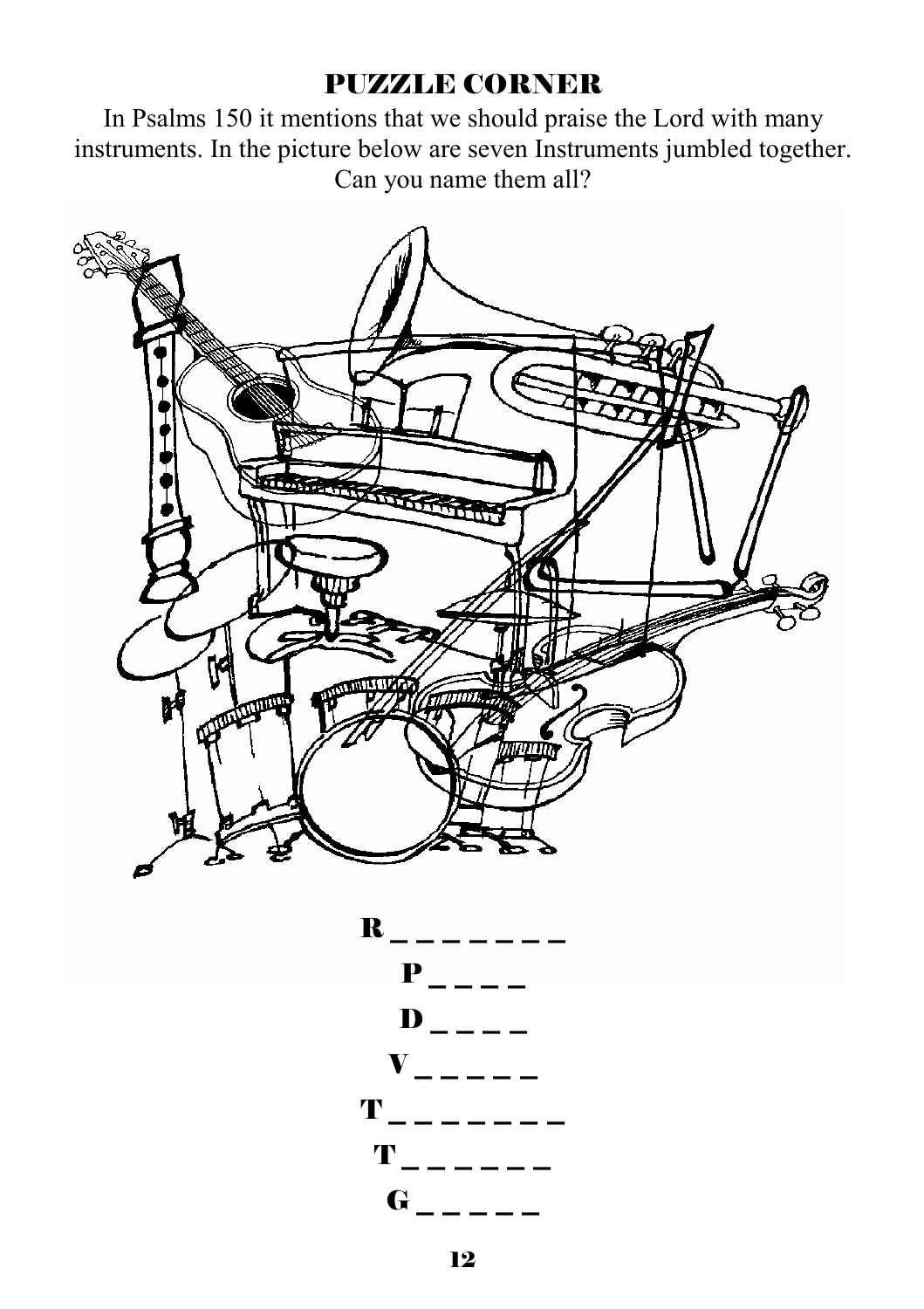## PUZZLE CORNER

In Psalms 150 it mentions that we should praise the Lord with many instruments. In the picture below are seven Instruments jumbled together. Can you name them all?

R _ _ _ _ _ _ _

P _ _ _ _

D _ _ _ _

V _ _ _ _ _

T _ _ _ _ _ _ _

T _ _ _ _ _ _

G _ _ _ _ _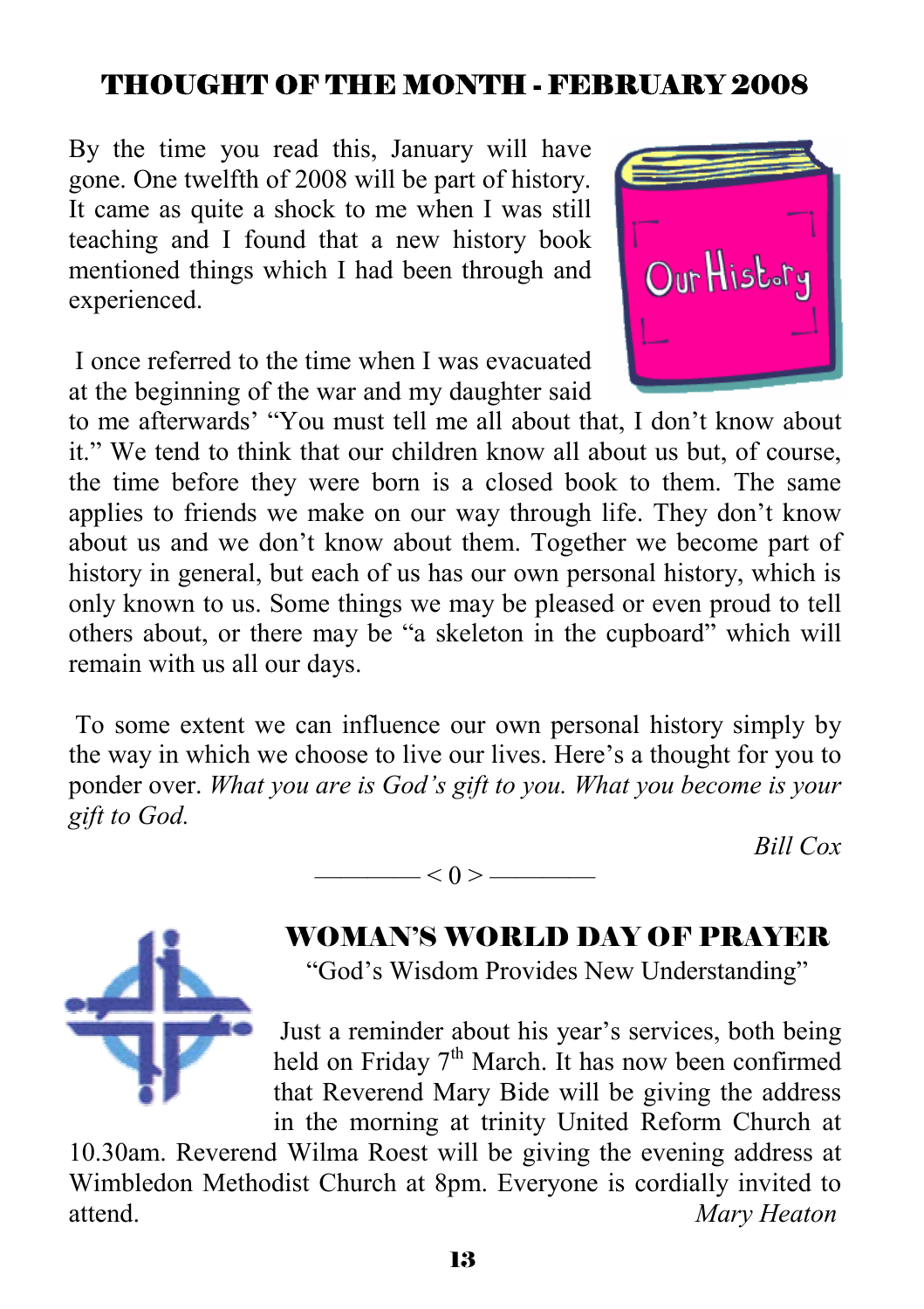## THOUGHT OF THE MONTH - FEBRUARY 2008

By the time you read this, January will have gone. One twelfth of 2008 will be part of history. It came as quite a shock to me when I was still teaching and I found that a new history book mentioned things which I had been through and experienced.

I once referred to the time when I was evacuated at the beginning of the war and my daughter said to me afterwards' "You must tell me all about that, I don't know about it." We tend to think that our children know all about us but, of course, the time before they were born is a closed book to them. The same applies to friends we make on our way through life. They don't know about us and we don't know about them. Together we become part of history in general, but each of us has our own personal history, which is only known to us. Some things we may be pleased or even proud to tell others about, or there may be "a skeleton in the cupboard" which will remain with us all our days.

To some extent we can influence our own personal history simply by the way in which we choose to live our lives. Here's a thought for you to ponder over. *What you are is God's gift to you. What you become is your gift to God.*

*Bill Cox*

———— < 0 > ————

## WOMAN'S WORLD DAY OF PRAYER

"God's Wisdom Provides New Understanding"

Just a reminder about his year's services, both being held on Friday 7th March. It has now been confirmed that Reverend Mary Bide will be giving the address in the morning at trinity United Reform Church at 10.30am. Reverend Wilma Roest will be giving the evening address at Wimbledon Methodist Church at 8pm. Everyone is cordially invited to attend.

*Mary Heaton*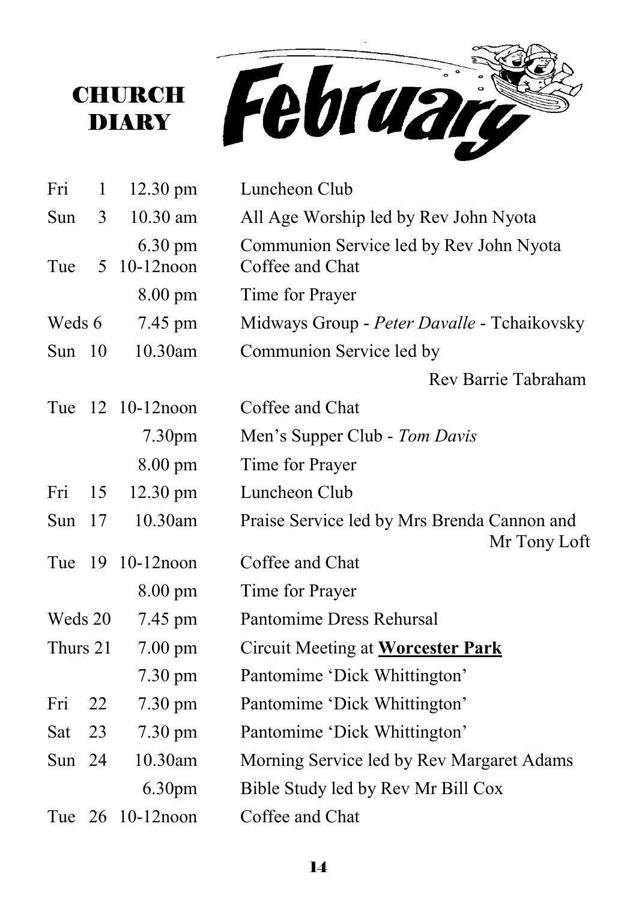# CHURCH DIARY

# February

| Day | Date | Time | Event |
|---|---|---|---|
| Fri | 1 | 12.30 pm | Luncheon Club |
| Sun | 3 | 10.30 am | All Age Worship led by Rev John Nyota |
| | | 6.30 pm | Communion Service led by Rev John Nyota |
| Tue | 5 | 10-12noon | Coffee and Chat |
| | | 8.00 pm | Time for Prayer |
| Weds | 6 | 7.45 pm | Midways Group - *Peter Davalle* - Tchaikovsky |
| Sun | 10 | 10.30am | Communion Service led by Rev Barrie Tabraham |
| Tue | 12 | 10-12noon | Coffee and Chat |
| | | 7.30pm | Men's Supper Club - *Tom Davis* |
| | | 8.00 pm | Time for Prayer |
| Fri | 15 | 12.30 pm | Luncheon Club |
| Sun | 17 | 10.30am | Praise Service led by Mrs Brenda Cannon and Mr Tony Loft |
| Tue | 19 | 10-12noon | Coffee and Chat |
| | | 8.00 pm | Time for Prayer |
| Weds | 20 | 7.45 pm | Pantomime Dress Rehursal |
| Thurs | 21 | 7.00 pm | Circuit Meeting at **Worcester Park** |
| | | 7.30 pm | Pantomime 'Dick Whittington' |
| Fri | 22 | 7.30 pm | Pantomime 'Dick Whittington' |
| Sat | 23 | 7.30 pm | Pantomime 'Dick Whittington' |
| Sun | 24 | 10.30am | Morning Service led by Rev Margaret Adams |
| | | 6.30pm | Bible Study led by Rev Mr Bill Cox |
| Tue | 26 | 10-12noon | Coffee and Chat |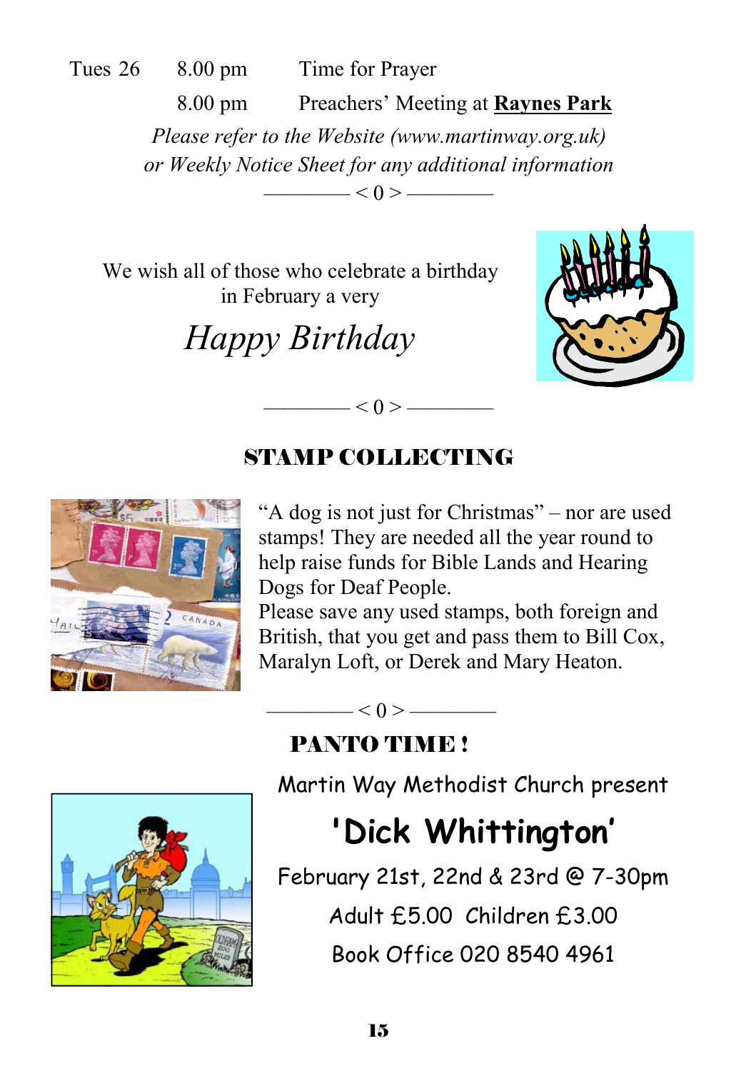| | | |
|---|---|---|
| Tues 26 | 8.00 pm | Time for Prayer |
| | 8.00 pm | Preachers' Meeting at **Raynes Park** |

*Please refer to the Website (www.martinway.org.uk) or Weekly Notice Sheet for any additional information*

———— < 0 > ————

We wish all of those who celebrate a birthday in February a very

*Happy Birthday*

———— < 0 > ————

## STAMP COLLECTING

"A dog is not just for Christmas" – nor are used stamps! They are needed all the year round to help raise funds for Bible Lands and Hearing Dogs for Deaf People.

Please save any used stamps, both foreign and British, that you get and pass them to Bill Cox, Maralyn Loft, or Derek and Mary Heaton.

———— < 0 > ————

## PANTO TIME !

Martin Way Methodist Church present

**'Dick Whittington'**

February 21st, 22nd & 23rd @ 7-30pm

Adult £5.00  Children £3.00

Book Office 020 8540 4961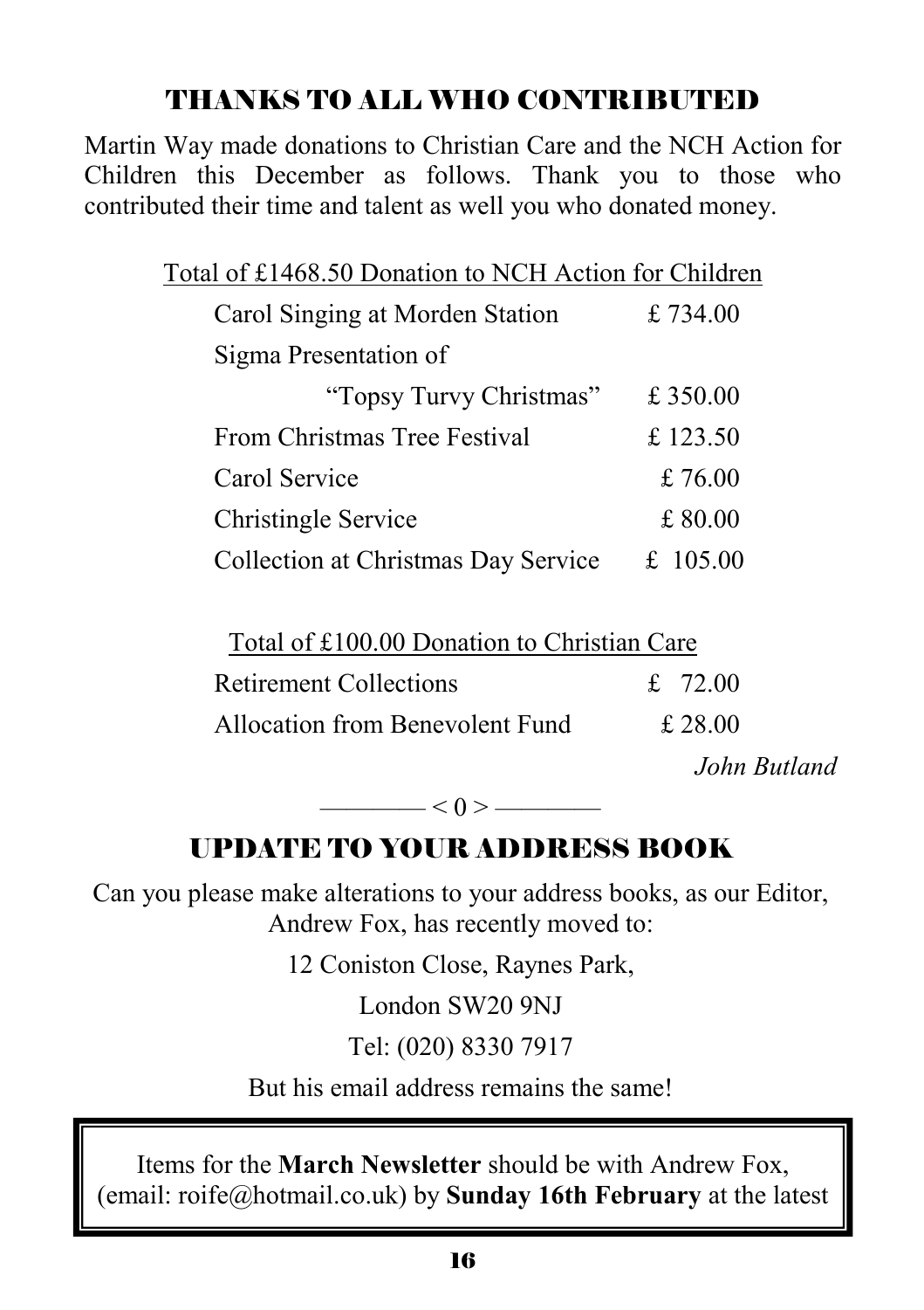## THANKS TO ALL WHO CONTRIBUTED

Martin Way made donations to Christian Care and the NCH Action for Children this December as follows. Thank you to those who contributed their time and talent as well you who donated money.

Total of £1468.50 Donation to NCH Action for Children

| | |
|---|---|
| Carol Singing at Morden Station | £ 734.00 |
| Sigma Presentation of "Topsy Turvy Christmas" | £ 350.00 |
| From Christmas Tree Festival | £ 123.50 |
| Carol Service | £ 76.00 |
| Christingle Service | £ 80.00 |
| Collection at Christmas Day Service | £ 105.00 |

Total of £100.00 Donation to Christian Care

| | |
|---|---|
| Retirement Collections | £ 72.00 |
| Allocation from Benevolent Fund | £ 28.00 |

*John Butland*

———— < 0 > ————

## UPDATE TO YOUR ADDRESS BOOK

Can you please make alterations to your address books, as our Editor, Andrew Fox, has recently moved to:

12 Coniston Close, Raynes Park,

London SW20 9NJ

Tel: (020) 8330 7917

But his email address remains the same!

Items for the **March Newsletter** should be with Andrew Fox, (email: roife@hotmail.co.uk) by **Sunday 16th February** at the latest